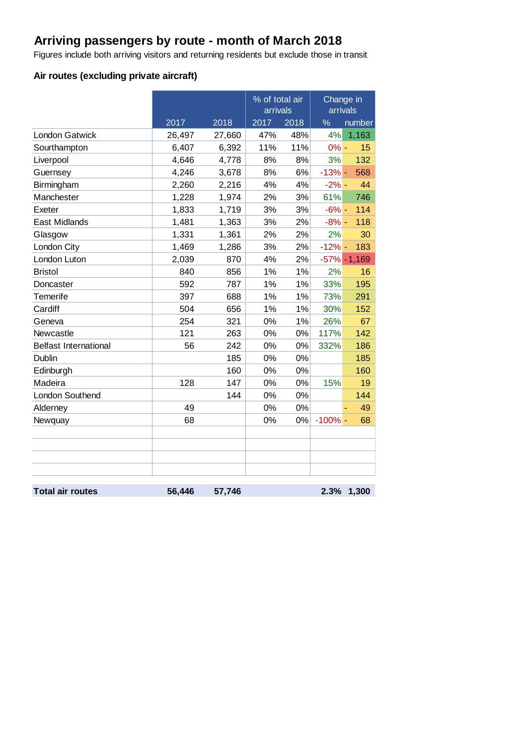# Arriving passengers by route - month of March 2018

Figures include both arriving visitors and returning residents but exclude those in transit

### Air routes (excluding private aircraft)

| | | | % of total air arrivals | | Change in arrivals | |
|---|---|---|---|---|---|---|
| | 2017 | 2018 | 2017 | 2018 | % | number |
| London Gatwick | 26,497 | 27,660 | 47% | 48% | 4% | 1,163 |
| Sourthampton | 6,407 | 6,392 | 11% | 11% | 0% | - 15 |
| Liverpool | 4,646 | 4,778 | 8% | 8% | 3% | 132 |
| Guernsey | 4,246 | 3,678 | 8% | 6% | -13% | - 568 |
| Birmingham | 2,260 | 2,216 | 4% | 4% | -2% | - 44 |
| Manchester | 1,228 | 1,974 | 2% | 3% | 61% | 746 |
| Exeter | 1,833 | 1,719 | 3% | 3% | -6% | - 114 |
| East Midlands | 1,481 | 1,363 | 3% | 2% | -8% | - 118 |
| Glasgow | 1,331 | 1,361 | 2% | 2% | 2% | 30 |
| London City | 1,469 | 1,286 | 3% | 2% | -12% | - 183 |
| London Luton | 2,039 | 870 | 4% | 2% | -57% | -1,169 |
| Bristol | 840 | 856 | 1% | 1% | 2% | 16 |
| Doncaster | 592 | 787 | 1% | 1% | 33% | 195 |
| Temerife | 397 | 688 | 1% | 1% | 73% | 291 |
| Cardiff | 504 | 656 | 1% | 1% | 30% | 152 |
| Geneva | 254 | 321 | 0% | 1% | 26% | 67 |
| Newcastle | 121 | 263 | 0% | 0% | 117% | 142 |
| Belfast International | 56 | 242 | 0% | 0% | 332% | 186 |
| Dublin | | 185 | 0% | 0% | | 185 |
| Edinburgh | | 160 | 0% | 0% | | 160 |
| Madeira | 128 | 147 | 0% | 0% | 15% | 19 |
| London Southend | | 144 | 0% | 0% | | 144 |
| Alderney | 49 | | 0% | 0% | | - 49 |
| Newquay | 68 | | 0% | 0% | -100% | - 68 |
| | | | | | | |
| | | | | | | |
| | | | | | | |
| | | | | | | |
| **Total air routes** | **56,446** | **57,746** | | | **2.3%** | **1,300** |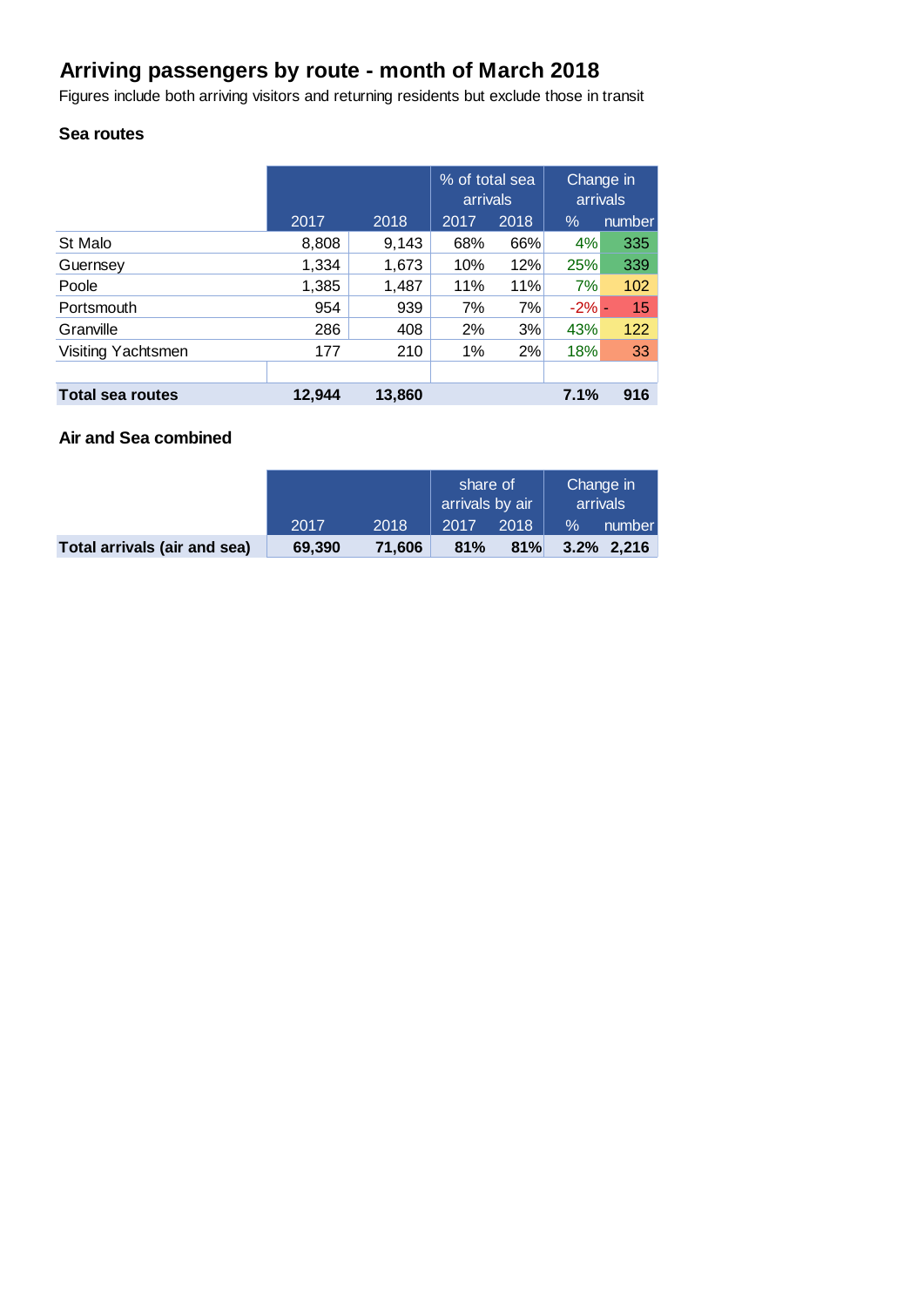# Arriving passengers by route - month of March 2018

Figures include both arriving visitors and returning residents but exclude those in transit

### Sea routes

| | | | % of total sea arrivals | | Change in arrivals | |
|---|---|---|---|---|---|---|
| | 2017 | 2018 | 2017 | 2018 | % | number |
| St Malo | 8,808 | 9,143 | 68% | 66% | 4% | 335 |
| Guernsey | 1,334 | 1,673 | 10% | 12% | 25% | 339 |
| Poole | 1,385 | 1,487 | 11% | 11% | 7% | 102 |
| Portsmouth | 954 | 939 | 7% | 7% | -2% | - 15 |
| Granville | 286 | 408 | 2% | 3% | 43% | 122 |
| Visiting Yachtsmen | 177 | 210 | 1% | 2% | 18% | 33 |
| | | | | | | |
| **Total sea routes** | **12,944** | **13,860** | | | **7.1%** | **916** |

### Air and Sea combined

| | | | share of arrivals by air | | Change in arrivals | |
|---|---|---|---|---|---|---|
| | 2017 | 2018 | 2017 | 2018 | % | number |
| **Total arrivals (air and sea)** | **69,390** | **71,606** | **81%** | **81%** | **3.2%** | **2,216** |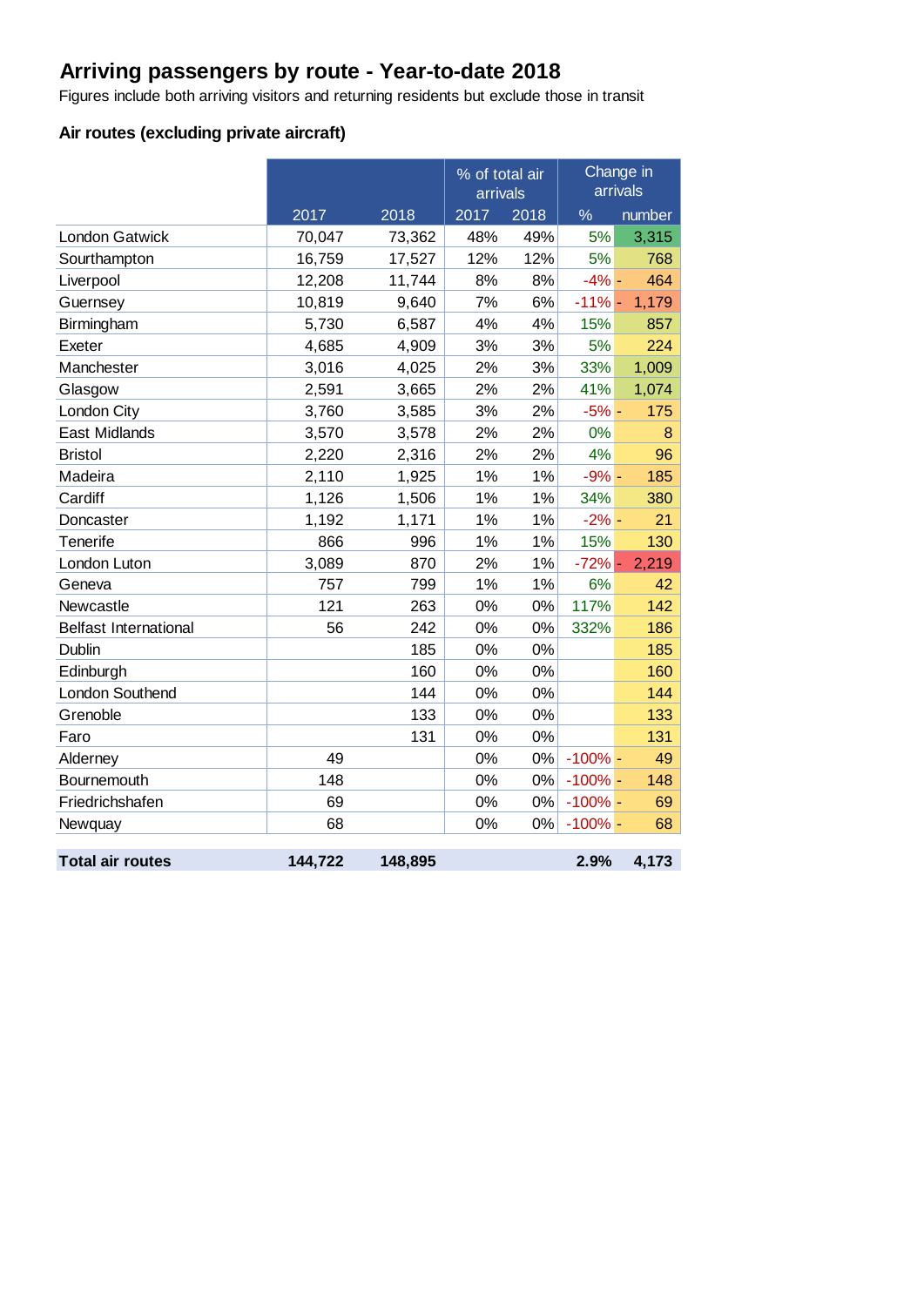# Arriving passengers by route - Year-to-date 2018

Figures include both arriving visitors and returning residents but exclude those in transit

### Air routes (excluding private aircraft)

| | 2017 | 2018 | % of total air arrivals | | Change in arrivals | |
|---|---|---|---|---|---|---|
| | | | 2017 | 2018 | % | number |
| London Gatwick | 70,047 | 73,362 | 48% | 49% | 5% | 3,315 |
| Southampton | 16,759 | 17,527 | 12% | 12% | 5% | 768 |
| Liverpool | 12,208 | 11,744 | 8% | 8% | -4% | - 464 |
| Guernsey | 10,819 | 9,640 | 7% | 6% | -11% | - 1,179 |
| Birmingham | 5,730 | 6,587 | 4% | 4% | 15% | 857 |
| Exeter | 4,685 | 4,909 | 3% | 3% | 5% | 224 |
| Manchester | 3,016 | 4,025 | 2% | 3% | 33% | 1,009 |
| Glasgow | 2,591 | 3,665 | 2% | 2% | 41% | 1,074 |
| London City | 3,760 | 3,585 | 3% | 2% | -5% | - 175 |
| East Midlands | 3,570 | 3,578 | 2% | 2% | 0% | 8 |
| Bristol | 2,220 | 2,316 | 2% | 2% | 4% | 96 |
| Madeira | 2,110 | 1,925 | 1% | 1% | -9% | - 185 |
| Cardiff | 1,126 | 1,506 | 1% | 1% | 34% | 380 |
| Doncaster | 1,192 | 1,171 | 1% | 1% | -2% | - 21 |
| Tenerife | 866 | 996 | 1% | 1% | 15% | 130 |
| London Luton | 3,089 | 870 | 2% | 1% | -72% | - 2,219 |
| Geneva | 757 | 799 | 1% | 1% | 6% | 42 |
| Newcastle | 121 | 263 | 0% | 0% | 117% | 142 |
| Belfast International | 56 | 242 | 0% | 0% | 332% | 186 |
| Dublin | | 185 | 0% | 0% | | 185 |
| Edinburgh | | 160 | 0% | 0% | | 160 |
| London Southend | | 144 | 0% | 0% | | 144 |
| Grenoble | | 133 | 0% | 0% | | 133 |
| Faro | | 131 | 0% | 0% | | 131 |
| Alderney | 49 | | 0% | 0% | -100% | - 49 |
| Bournemouth | 148 | | 0% | 0% | -100% | - 148 |
| Friedrichshafen | 69 | | 0% | 0% | -100% | - 69 |
| Newquay | 68 | | 0% | 0% | -100% | - 68 |
| **Total air routes** | **144,722** | **148,895** | | | **2.9%** | **4,173** |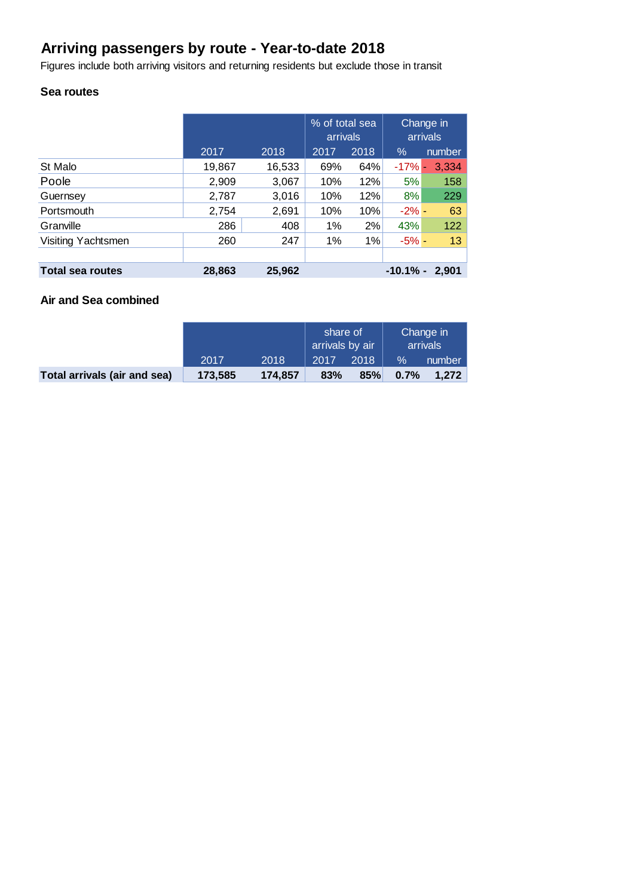# Arriving passengers by route - Year-to-date 2018

Figures include both arriving visitors and returning residents but exclude those in transit

### Sea routes

| | | | % of total sea arrivals | | Change in arrivals | |
|---|---|---|---|---|---|---|
| | 2017 | 2018 | 2017 | 2018 | % | number |
| St Malo | 19,867 | 16,533 | 69% | 64% | -17% | - 3,334 |
| Poole | 2,909 | 3,067 | 10% | 12% | 5% | 158 |
| Guernsey | 2,787 | 3,016 | 10% | 12% | 8% | 229 |
| Portsmouth | 2,754 | 2,691 | 10% | 10% | -2% | - 63 |
| Granville | 286 | 408 | 1% | 2% | 43% | 122 |
| Visiting Yachtsmen | 260 | 247 | 1% | 1% | -5% | - 13 |
| | | | | | | |
| **Total sea routes** | **28,863** | **25,962** | | | **-10.1%** | **- 2,901** |

### Air and Sea combined

| | | | share of arrivals by air | | Change in arrivals | |
|---|---|---|---|---|---|---|
| | 2017 | 2018 | 2017 | 2018 | % | number |
| **Total arrivals (air and sea)** | **173,585** | **174,857** | **83%** | **85%** | **0.7%** | **1,272** |